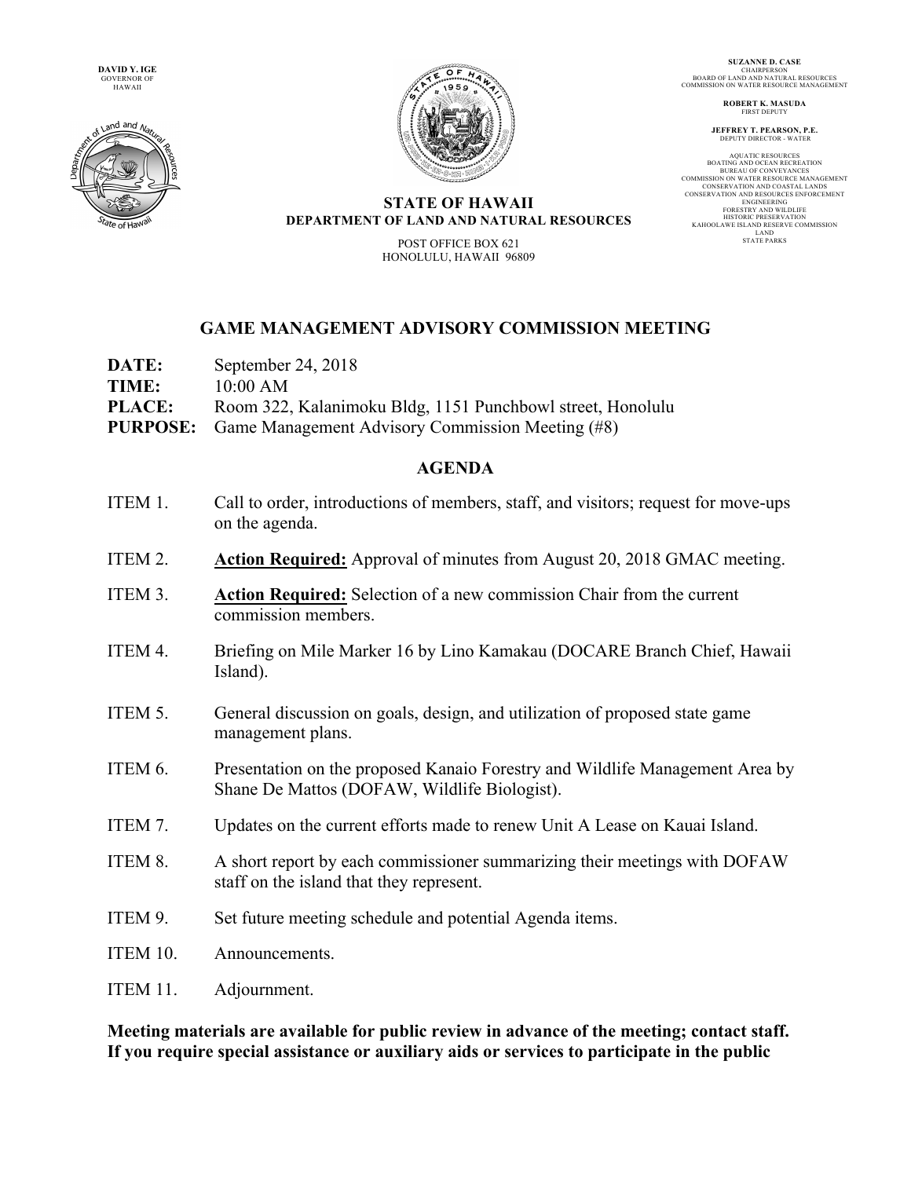DAVID Y. IGE
GOVERNOR OF
HAWAII

SUZANNE D. CASE
CHAIRPERSON
BOARD OF LAND AND NATURAL RESOURCES
COMMISSION ON WATER RESOURCE MANAGEMENT

ROBERT K. MASUDA
FIRST DEPUTY

JEFFREY T. PEARSON, P.E.
DEPUTY DIRECTOR - WATER

AQUATIC RESOURCES
BOATING AND OCEAN RECREATION
BUREAU OF CONVEYANCES
COMMISSION ON WATER RESOURCE MANAGEMENT
CONSERVATION AND COASTAL LANDS
CONSERVATION AND RESOURCES ENFORCEMENT
ENGINEERING
FORESTRY AND WILDLIFE
HISTORIC PRESERVATION
KAHOOLAWE ISLAND RESERVE COMMISSION
LAND
STATE PARKS

**STATE OF HAWAII**
**DEPARTMENT OF LAND AND NATURAL RESOURCES**

POST OFFICE BOX 621
HONOLULU, HAWAII 96809

## GAME MANAGEMENT ADVISORY COMMISSION MEETING

**DATE:** September 24, 2018
**TIME:** 10:00 AM
**PLACE:** Room 322, Kalanimoku Bldg, 1151 Punchbowl street, Honolulu
**PURPOSE:** Game Management Advisory Commission Meeting (#8)

## AGENDA

ITEM 1. Call to order, introductions of members, staff, and visitors; request for move-ups on the agenda.

ITEM 2. **Action Required:** Approval of minutes from August 20, 2018 GMAC meeting.

ITEM 3. **Action Required:** Selection of a new commission Chair from the current commission members.

ITEM 4. Briefing on Mile Marker 16 by Lino Kamakau (DOCARE Branch Chief, Hawaii Island).

ITEM 5. General discussion on goals, design, and utilization of proposed state game management plans.

ITEM 6. Presentation on the proposed Kanaio Forestry and Wildlife Management Area by Shane De Mattos (DOFAW, Wildlife Biologist).

ITEM 7. Updates on the current efforts made to renew Unit A Lease on Kauai Island.

ITEM 8. A short report by each commissioner summarizing their meetings with DOFAW staff on the island that they represent.

ITEM 9. Set future meeting schedule and potential Agenda items.

ITEM 10. Announcements.

ITEM 11. Adjournment.

**Meeting materials are available for public review in advance of the meeting; contact staff. If you require special assistance or auxiliary aids or services to participate in the public**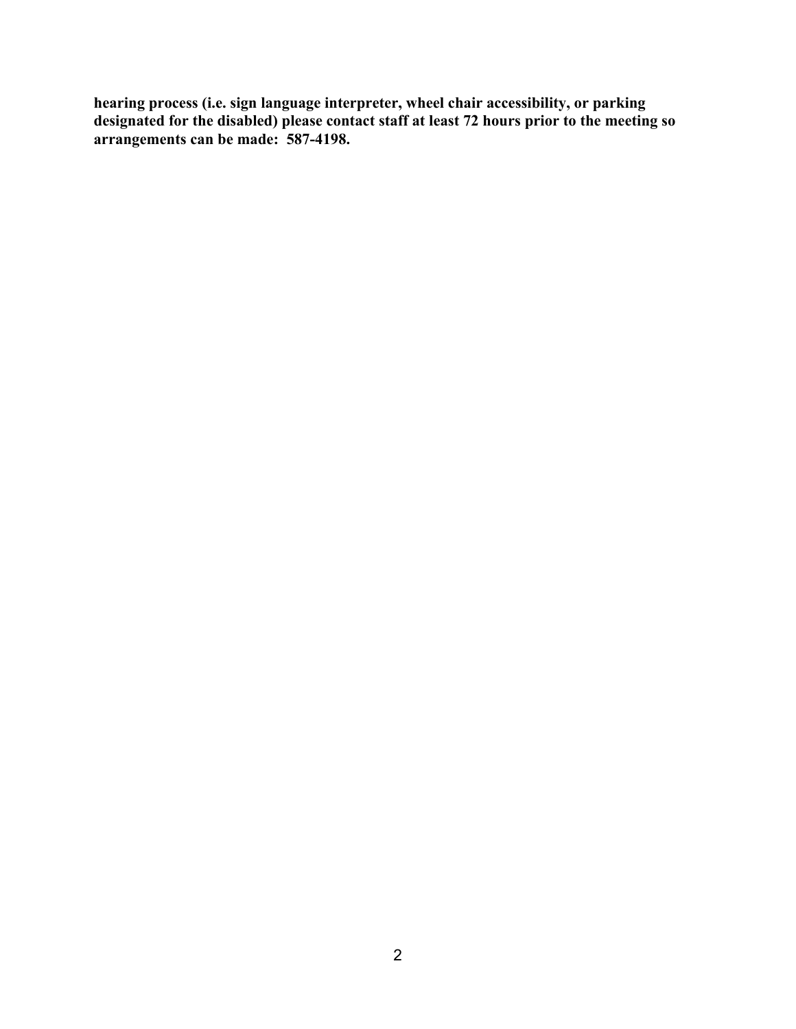**hearing process (i.e. sign language interpreter, wheel chair accessibility, or parking designated for the disabled) please contact staff at least 72 hours prior to the meeting so arrangements can be made: 587-4198.**